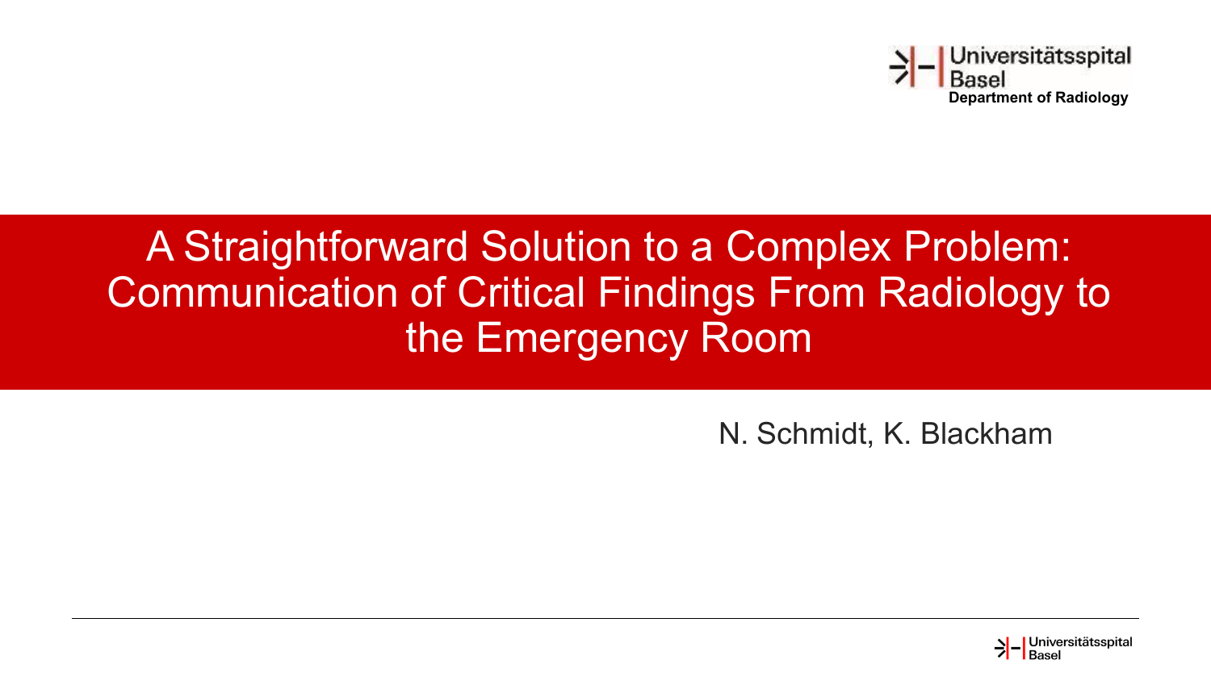Universitätsspital Basel
**Department of Radiology**

# A Straightforward Solution to a Complex Problem: Communication of Critical Findings From Radiology to the Emergency Room

N. Schmidt, K. Blackham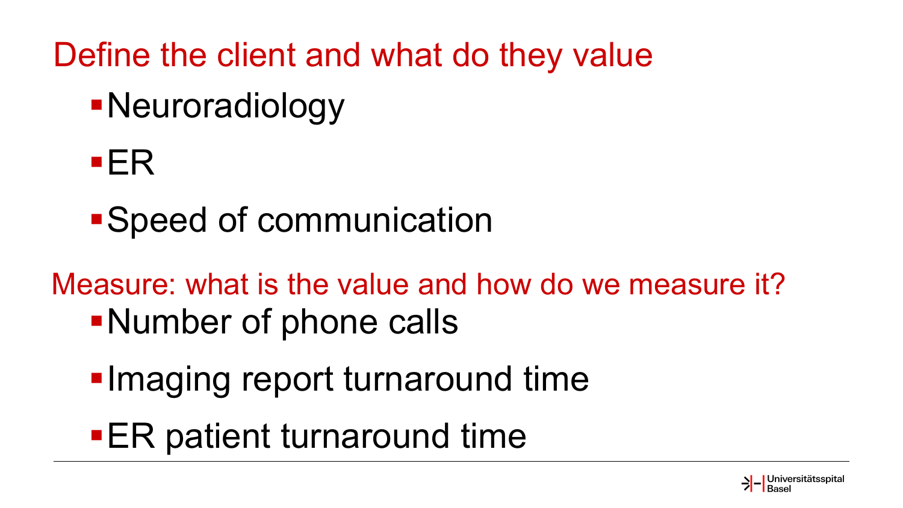## Define the client and what do they value

- Neuroradiology
- ER
- Speed of communication

## Measure: what is the value and how do we measure it?

- Number of phone calls
- Imaging report turnaround time
- ER patient turnaround time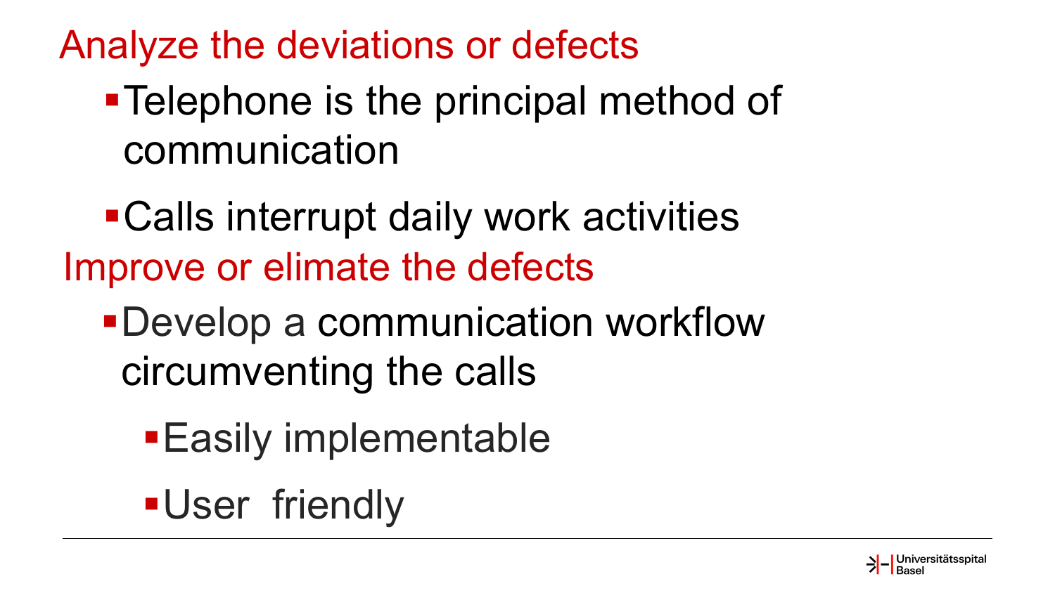## Analyze the deviations or defects

- Telephone is the principal method of communication
- Calls interrupt daily work activities

## Improve or elimate the defects

- Develop a communication workflow circumventing the calls
  - Easily implementable
  - User  friendly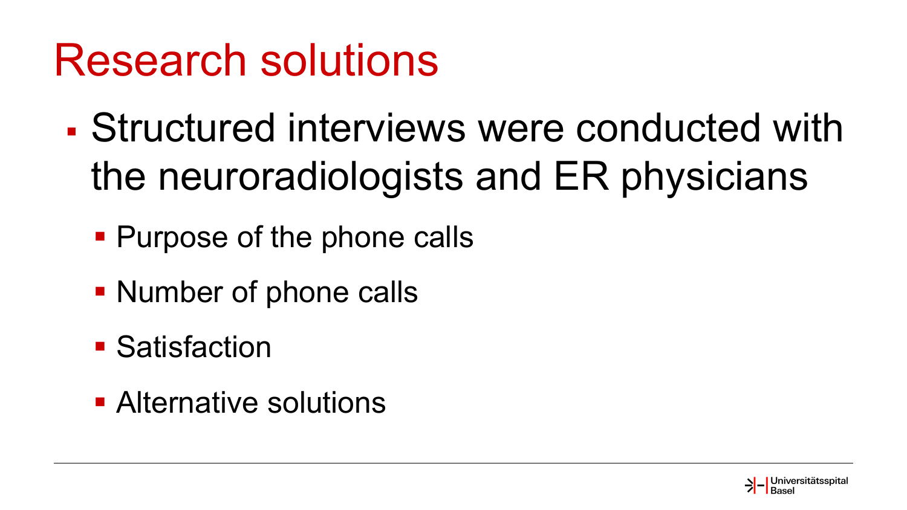# Research solutions

- Structured interviews were conducted with the neuroradiologists and ER physicians
  - Purpose of the phone calls
  - Number of phone calls
  - Satisfaction
  - Alternative solutions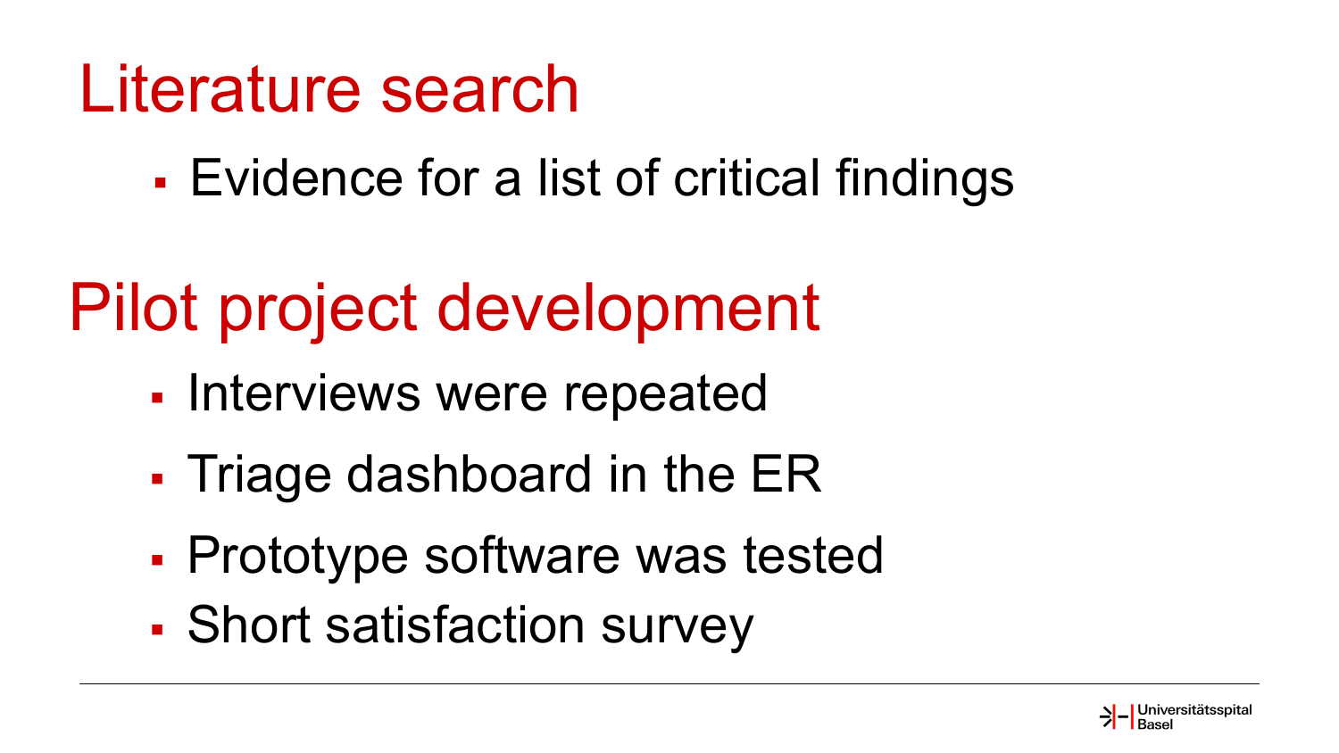# Literature search

- Evidence for a list of critical findings

# Pilot project development

- Interviews were repeated
- Triage dashboard in the ER
- Prototype software was tested
- Short satisfaction survey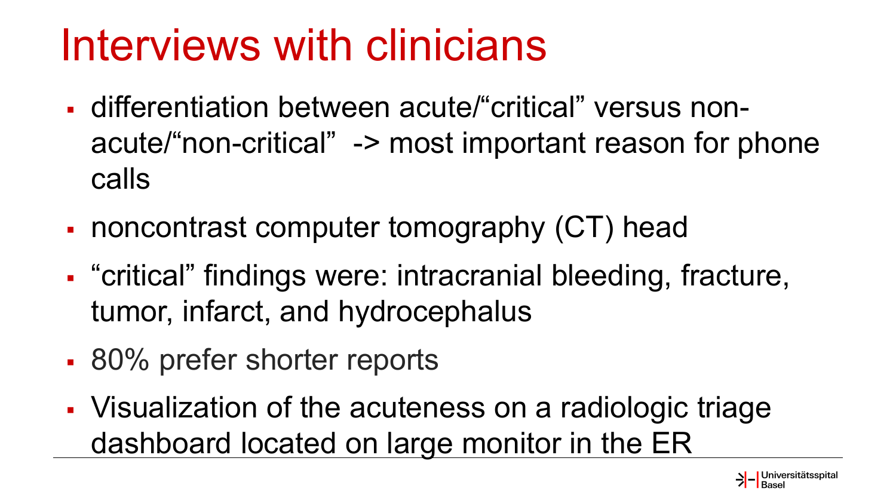# Interviews with clinicians

- differentiation between acute/“critical” versus non-acute/“non-critical” -> most important reason for phone calls
- noncontrast computer tomography (CT) head
- “critical” findings were: intracranial bleeding, fracture, tumor, infarct, and hydrocephalus
- 80% prefer shorter reports
- Visualization of the acuteness on a radiologic triage dashboard located on large monitor in the ER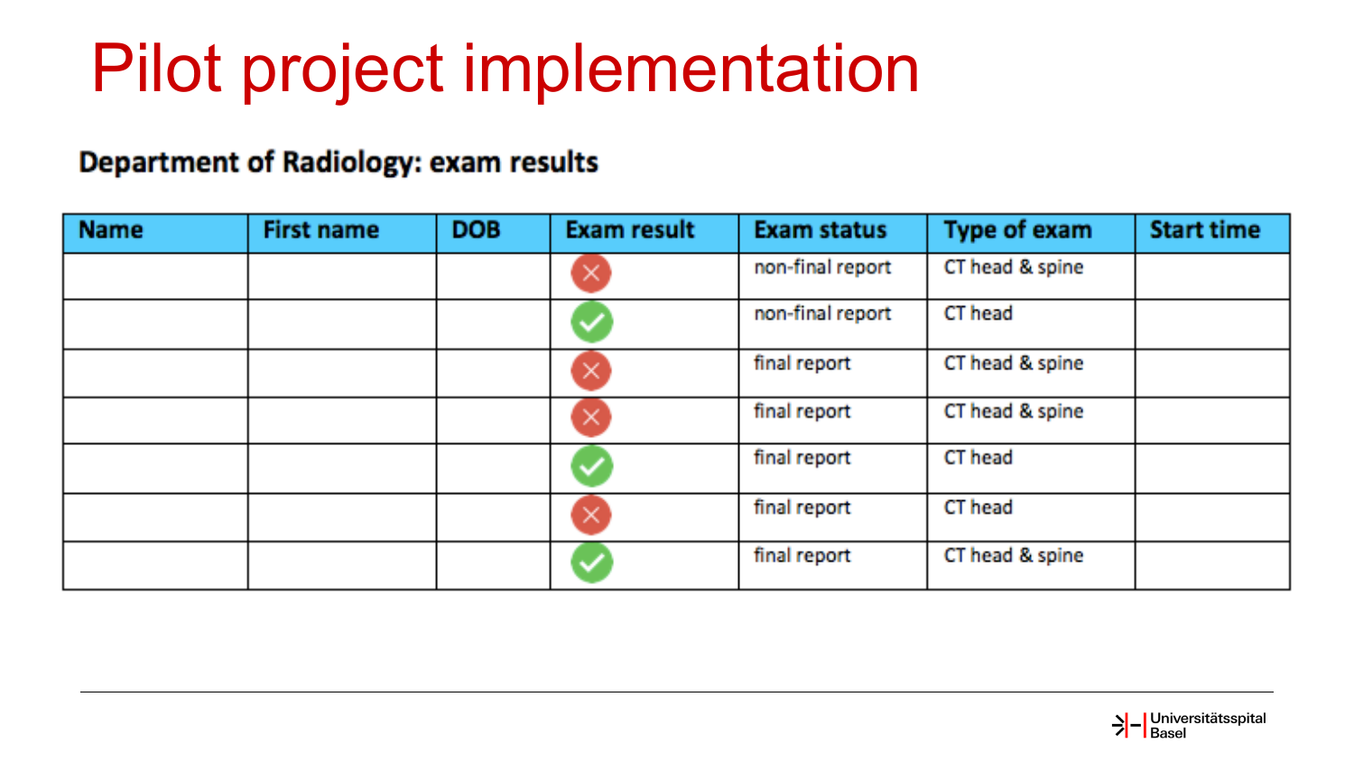# Pilot project implementation

**Department of Radiology: exam results**

| Name | First name | DOB | Exam result | Exam status | Type of exam | Start time |
|---|---|---|---|---|---|---|
| | | | ✗ | non-final report | CT head & spine | |
| | | | ✓ | non-final report | CT head | |
| | | | ✗ | final report | CT head & spine | |
| | | | ✗ | final report | CT head & spine | |
| | | | ✓ | final report | CT head | |
| | | | ✗ | final report | CT head | |
| | | | ✓ | final report | CT head & spine | |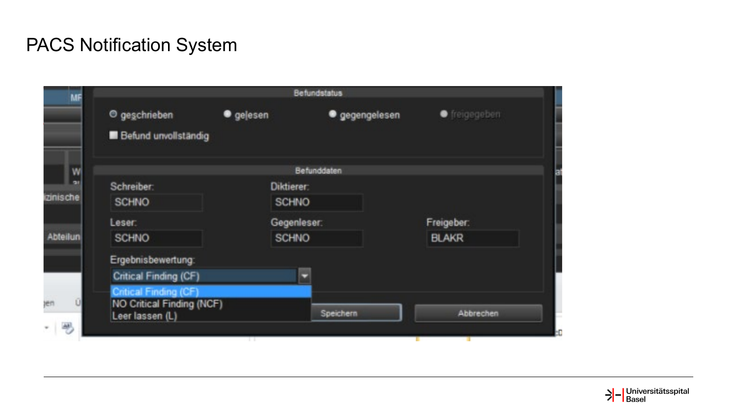# PACS Notification System

**Befundstatus**

- geschrieben
- gelesen
- gegengelesen
- freigegeben

- Befund unvollständig

**Befunddaten**

| Schreiber: | Diktierer: | |
|---|---|---|
| SCHNO | SCHNO | |
| **Leser:** | **Gegenleser:** | **Freigeber:** |
| SCHNO | SCHNO | BLAKR |

Ergebnisbewertung:

Critical Finding (CF)

- Critical Finding (CF)
- NO Critical Finding (NCF)
- Leer lassen (L)

Speichern | Abbrechen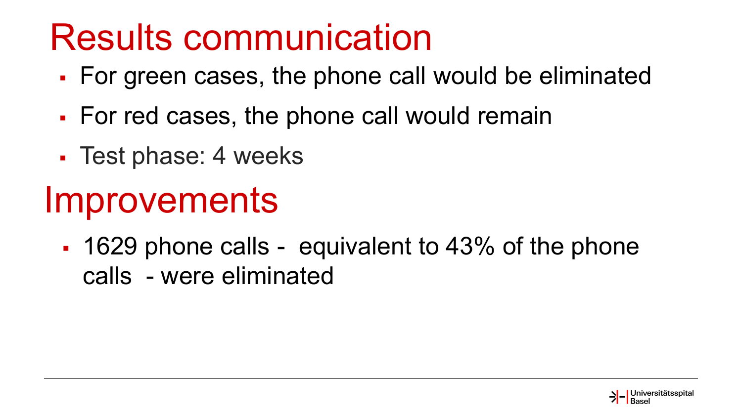# Results communication

- For green cases, the phone call would be eliminated
- For red cases, the phone call would remain
- Test phase: 4 weeks

# Improvements

- 1629 phone calls - equivalent to 43% of the phone calls - were eliminated